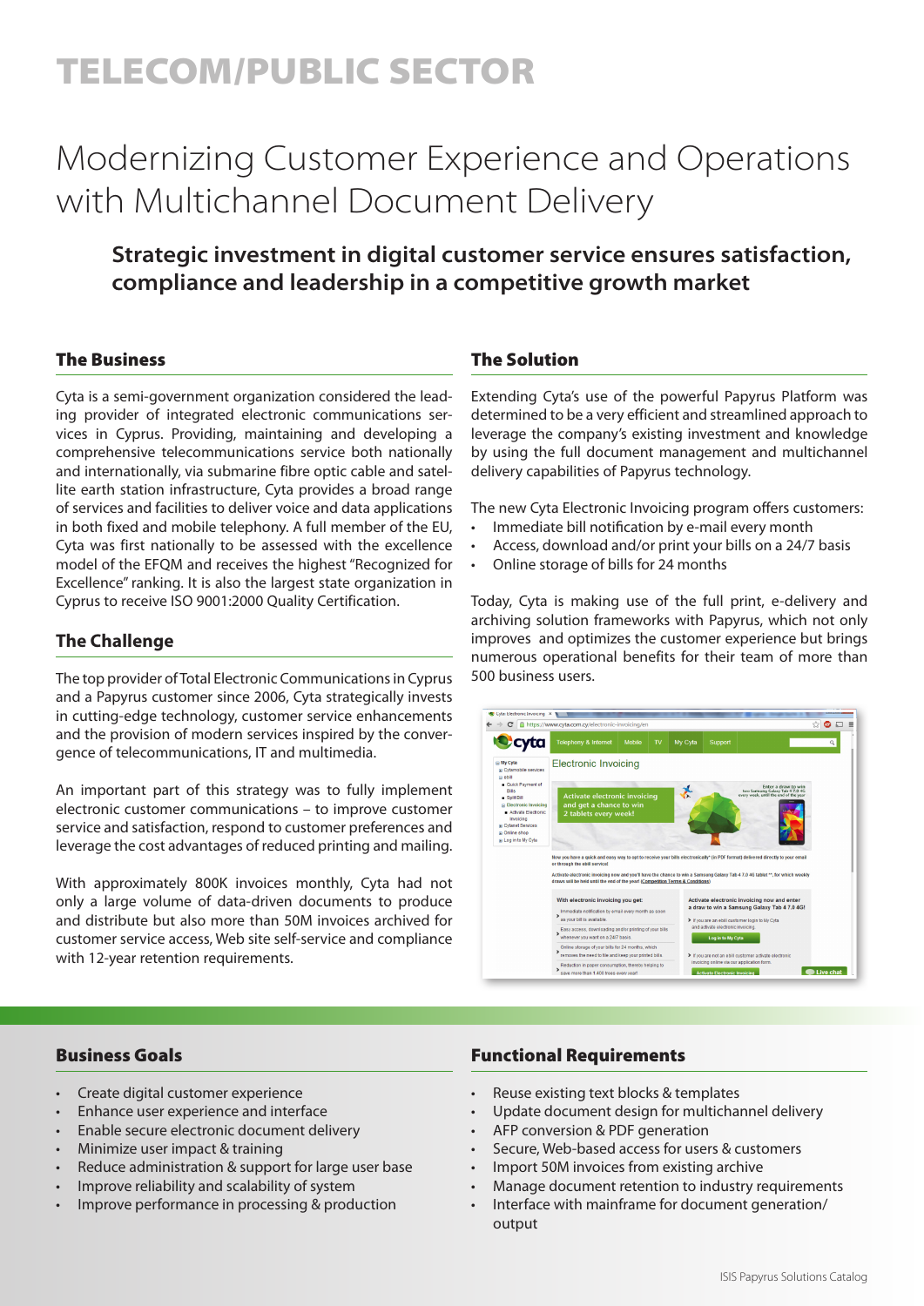# TELECOM/PUBLIC SECTOR

## Modernizing Customer Experience and Operations with Multichannel Document Delivery

**Strategic investment in digital customer service ensures satisfaction, compliance and leadership in a competitive growth market**

### The Business

Cyta is a semi-government organization considered the leading provider of integrated electronic communications services in Cyprus. Providing, maintaining and developing a comprehensive telecommunications service both nationally and internationally, via submarine fibre optic cable and satellite earth station infrastructure, Cyta provides a broad range of services and facilities to deliver voice and data applications in both fixed and mobile telephony. A full member of the EU, Cyta was first nationally to be assessed with the excellence model of the EFQM and receives the highest "Recognized for Excellence" ranking. It is also the largest state organization in Cyprus to receive ISO 9001:2000 Quality Certification.

### The Challenge

The top provider of Total Electronic Communications in Cyprus and a Papyrus customer since 2006, Cyta strategically invests in cutting-edge technology, customer service enhancements and the provision of modern services inspired by the convergence of telecommunications, IT and multimedia.

An important part of this strategy was to fully implement electronic customer communications – to improve customer service and satisfaction, respond to customer preferences and leverage the cost advantages of reduced printing and mailing.

With approximately 800K invoices monthly, Cyta had not only a large volume of data-driven documents to produce and distribute but also more than 50M invoices archived for customer service access, Web site self-service and compliance with 12-year retention requirements.

### The Solution

Extending Cyta's use of the powerful Papyrus Platform was determined to be a very efficient and streamlined approach to leverage the company's existing investment and knowledge by using the full document management and multichannel delivery capabilities of Papyrus technology.

The new Cyta Electronic Invoicing program offers customers:

- Immediate bill notification by e-mail every month
- Access, download and/or print your bills on a 24/7 basis
- Online storage of bills for 24 months

Today, Cyta is making use of the full print, e-delivery and archiving solution frameworks with Papyrus, which not only improves and optimizes the customer experience but brings numerous operational benefits for their team of more than 500 business users.

### Business Goals

- Create digital customer experience
- Enhance user experience and interface
- Enable secure electronic document delivery
- Minimize user impact & training
- Reduce administration & support for large user base
- Improve reliability and scalability of system
- Improve performance in processing & production

### Functional Requirements

- Reuse existing text blocks & templates
- Update document design for multichannel delivery
- AFP conversion & PDF generation
- Secure, Web-based access for users & customers
- Import 50M invoices from existing archive
- Manage document retention to industry requirements
- Interface with mainframe for document generation/output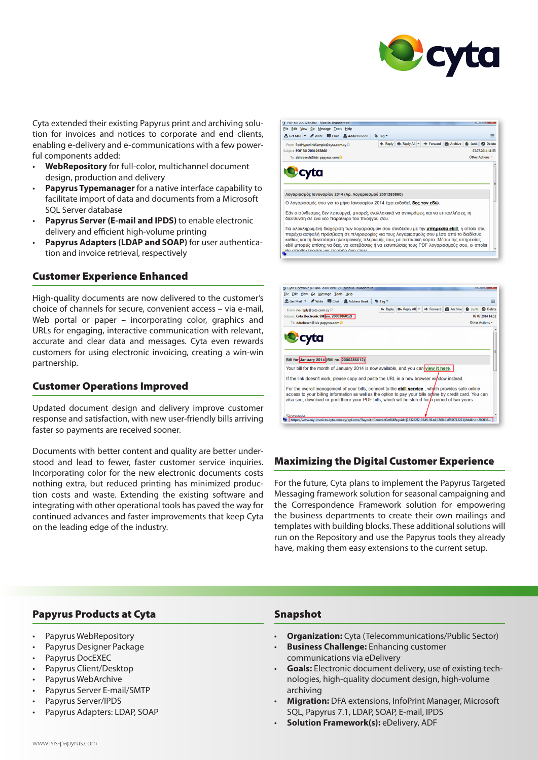Cyta extended their existing Papyrus print and archiving solution for invoices and notices to corporate and end clients, enabling e-delivery and e-communications with a few powerful components added:

- **WebRepository** for full-color, multichannel document design, production and delivery
- **Papyrus Typemanager** for a native interface capability to facilitate import of data and documents from a Microsoft SQL Server database
- **Papyrus Server (E-mail and IPDS)** to enable electronic delivery and efficient high-volume printing
- **Papyrus Adapters (LDAP and SOAP)** for user authentication and invoice retrieval, respectively

## Customer Experience Enhanced

High-quality documents are now delivered to the customer's choice of channels for secure, convenient access – via e-mail, Web portal or paper – incorporating color, graphics and URLs for engaging, interactive communication with relevant, accurate and clear data and messages. Cyta even rewards customers for using electronic invoicing, creating a win-win partnership.

## Customer Operations Improved

Updated document design and delivery improve customer response and satisfaction, with new user-friendly bills arriving faster so payments are received sooner.

Documents with better content and quality are better understood and lead to fewer, faster customer service inquiries. Incorporating color for the new electronic documents costs nothing extra, but reduced printing has minimized production costs and waste. Extending the existing software and integrating with other operational tools has paved the way for continued advances and faster improvements that keep Cyta on the leading edge of the industry.

## Maximizing the Digital Customer Experience

For the future, Cyta plans to implement the Papyrus Targeted Messaging framework solution for seasonal campaigning and the Correspondence Framework solution for empowering the business departments to create their own mailings and templates with building blocks. These additional solutions will run on the Repository and use the Papyrus tools they already have, making them easy extensions to the current setup.

## Papyrus Products at Cyta

- Papyrus WebRepository
- Papyrus Designer Package
- Papyrus DocEXEC
- Papyrus Client/Desktop
- Papyrus WebArchive
- Papyrus Server E-mail/SMTP
- Papyrus Server/IPDS
- Papyrus Adapters: LDAP, SOAP

## Snapshot

- **Organization:** Cyta (Telecommunications/Public Sector)
- **Business Challenge:** Enhancing customer communications via eDelivery
- **Goals:** Electronic document delivery, use of existing technologies, high-quality document design, high-volume archiving
- **Migration:** DFA extensions, InfoPrint Manager, Microsoft SQL, Papyrus 7.1, LDAP, SOAP, E-mail, IPDS
- **Solution Framework(s):** eDelivery, ADF

www.isis-papyrus.com